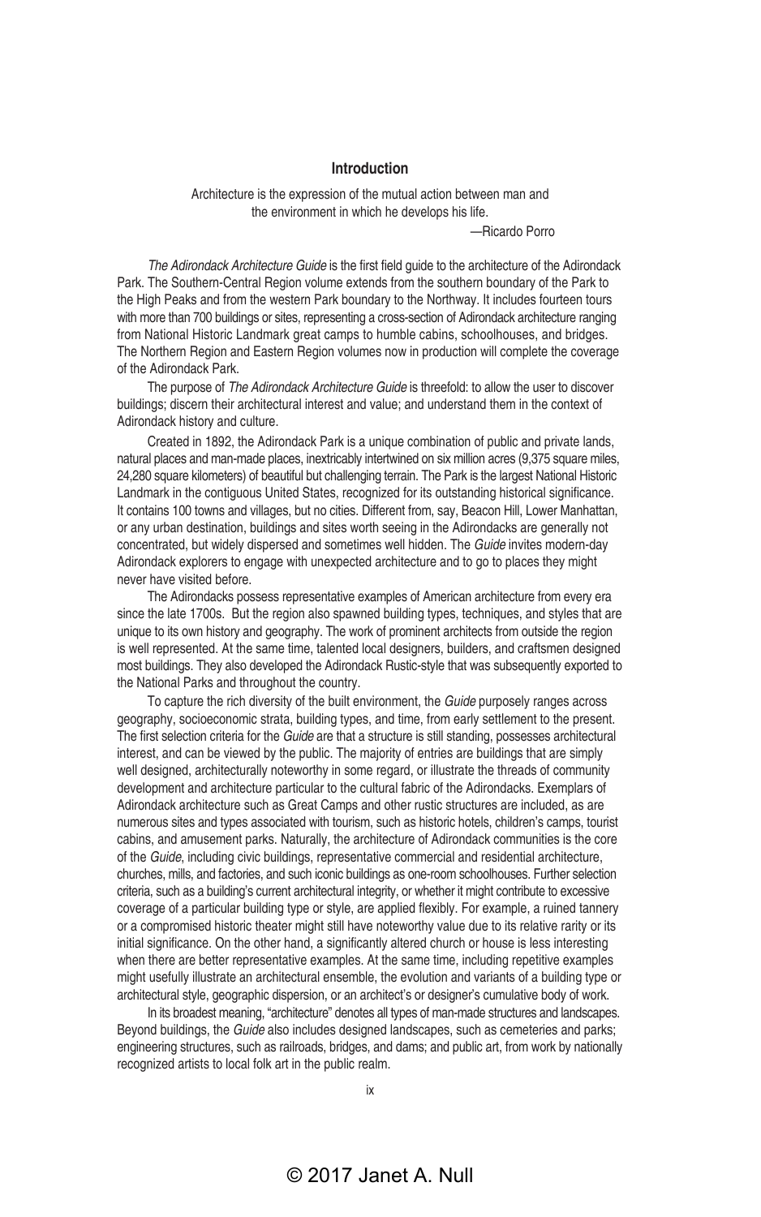## Introduction

Architecture is the expression of the mutual action between man and the environment in which he develops his life.

—Ricardo Porro

*The Adirondack Architecture Guide* is the first field guide to the architecture of the Adirondack Park. The Southern-Central Region volume extends from the southern boundary of the Park to the High Peaks and from the western Park boundary to the Northway. It includes fourteen tours with more than 700 buildings or sites, representing a cross-section of Adirondack architecture ranging from National Historic Landmark great camps to humble cabins, schoolhouses, and bridges. The Northern Region and Eastern Region volumes now in production will complete the coverage of the Adirondack Park.

The purpose of *The Adirondack Architecture Guide* is threefold: to allow the user to discover buildings; discern their architectural interest and value; and understand them in the context of Adirondack history and culture.

Created in 1892, the Adirondack Park is a unique combination of public and private lands, natural places and man-made places, inextricably intertwined on six million acres (9,375 square miles, 24,280 square kilometers) of beautiful but challenging terrain. The Park is the largest National Historic Landmark in the contiguous United States, recognized for its outstanding historical significance. It contains 100 towns and villages, but no cities. Different from, say, Beacon Hill, Lower Manhattan, or any urban destination, buildings and sites worth seeing in the Adirondacks are generally not concentrated, but widely dispersed and sometimes well hidden. The *Guide* invites modern-day Adirondack explorers to engage with unexpected architecture and to go to places they might never have visited before.

The Adirondacks possess representative examples of American architecture from every era since the late 1700s. But the region also spawned building types, techniques, and styles that are unique to its own history and geography. The work of prominent architects from outside the region is well represented. At the same time, talented local designers, builders, and craftsmen designed most buildings. They also developed the Adirondack Rustic-style that was subsequently exported to the National Parks and throughout the country.

To capture the rich diversity of the built environment, the *Guide* purposely ranges across geography, socioeconomic strata, building types, and time, from early settlement to the present. The first selection criteria for the *Guide* are that a structure is still standing, possesses architectural interest, and can be viewed by the public. The majority of entries are buildings that are simply well designed, architecturally noteworthy in some regard, or illustrate the threads of community development and architecture particular to the cultural fabric of the Adirondacks. Exemplars of Adirondack architecture such as Great Camps and other rustic structures are included, as are numerous sites and types associated with tourism, such as historic hotels, children's camps, tourist cabins, and amusement parks. Naturally, the architecture of Adirondack communities is the core of the *Guide*, including civic buildings, representative commercial and residential architecture, churches, mills, and factories, and such iconic buildings as one-room schoolhouses. Further selection criteria, such as a building's current architectural integrity, or whether it might contribute to excessive coverage of a particular building type or style, are applied flexibly. For example, a ruined tannery or a compromised historic theater might still have noteworthy value due to its relative rarity or its initial significance. On the other hand, a significantly altered church or house is less interesting when there are better representative examples. At the same time, including repetitive examples might usefully illustrate an architectural ensemble, the evolution and variants of a building type or architectural style, geographic dispersion, or an architect's or designer's cumulative body of work.

In its broadest meaning, "architecture" denotes all types of man-made structures and landscapes. Beyond buildings, the *Guide* also includes designed landscapes, such as cemeteries and parks; engineering structures, such as railroads, bridges, and dams; and public art, from work by nationally recognized artists to local folk art in the public realm.

© 2017 Janet A. Null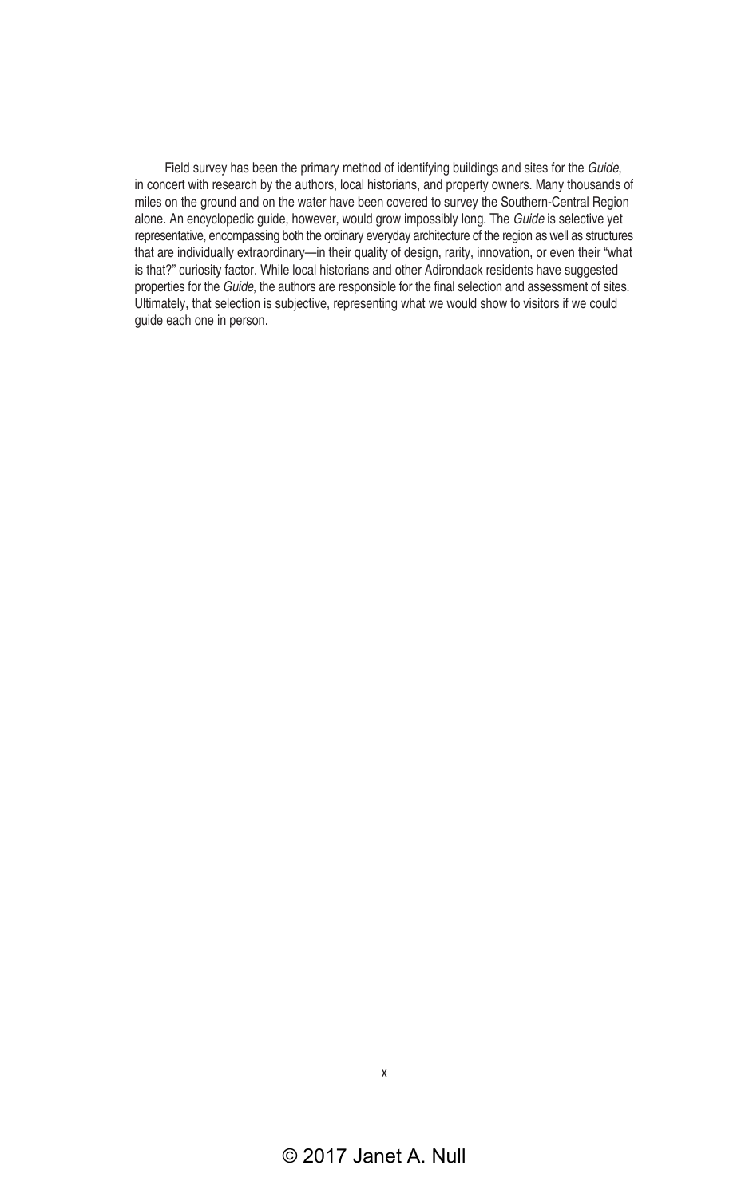Field survey has been the primary method of identifying buildings and sites for the *Guide*, in concert with research by the authors, local historians, and property owners. Many thousands of miles on the ground and on the water have been covered to survey the Southern-Central Region alone. An encyclopedic guide, however, would grow impossibly long. The *Guide* is selective yet representative, encompassing both the ordinary everyday architecture of the region as well as structures that are individually extraordinary—in their quality of design, rarity, innovation, or even their "what is that?" curiosity factor. While local historians and other Adirondack residents have suggested properties for the *Guide*, the authors are responsible for the final selection and assessment of sites. Ultimately, that selection is subjective, representing what we would show to visitors if we could guide each one in person.

© 2017 Janet A. Null